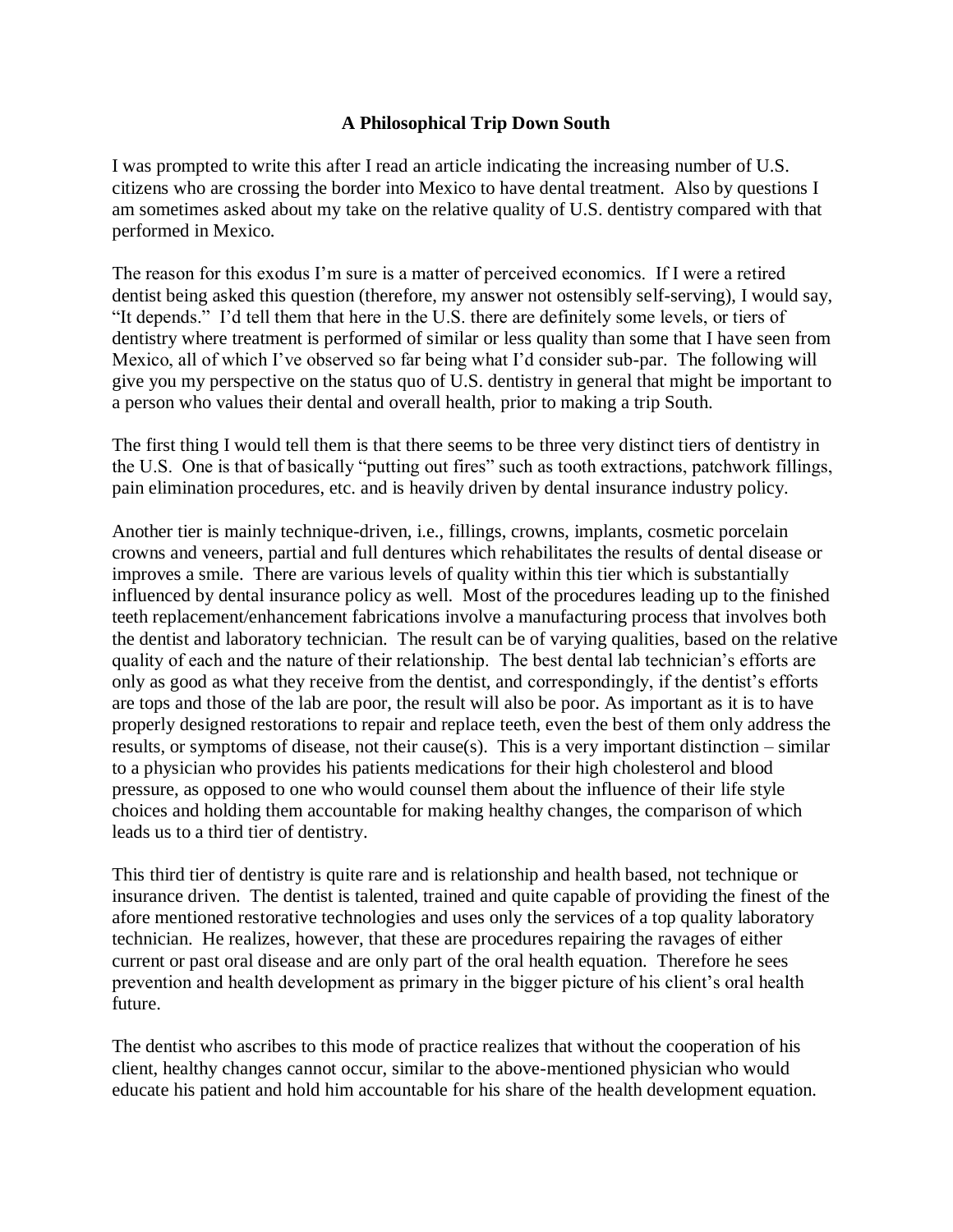# A Philosophical Trip Down South

I was prompted to write this after I read an article indicating the increasing number of U.S. citizens who are crossing the border into Mexico to have dental treatment. Also by questions I am sometimes asked about my take on the relative quality of U.S. dentistry compared with that performed in Mexico.

The reason for this exodus I'm sure is a matter of perceived economics. If I were a retired dentist being asked this question (therefore, my answer not ostensibly self-serving), I would say, "It depends." I'd tell them that here in the U.S. there are definitely some levels, or tiers of dentistry where treatment is performed of similar or less quality than some that I have seen from Mexico, all of which I've observed so far being what I'd consider sub-par. The following will give you my perspective on the status quo of U.S. dentistry in general that might be important to a person who values their dental and overall health, prior to making a trip South.

The first thing I would tell them is that there seems to be three very distinct tiers of dentistry in the U.S. One is that of basically "putting out fires" such as tooth extractions, patchwork fillings, pain elimination procedures, etc. and is heavily driven by dental insurance industry policy.

Another tier is mainly technique-driven, i.e., fillings, crowns, implants, cosmetic porcelain crowns and veneers, partial and full dentures which rehabilitates the results of dental disease or improves a smile. There are various levels of quality within this tier which is substantially influenced by dental insurance policy as well. Most of the procedures leading up to the finished teeth replacement/enhancement fabrications involve a manufacturing process that involves both the dentist and laboratory technician. The result can be of varying qualities, based on the relative quality of each and the nature of their relationship. The best dental lab technician's efforts are only as good as what they receive from the dentist, and correspondingly, if the dentist's efforts are tops and those of the lab are poor, the result will also be poor. As important as it is to have properly designed restorations to repair and replace teeth, even the best of them only address the results, or symptoms of disease, not their cause(s). This is a very important distinction – similar to a physician who provides his patients medications for their high cholesterol and blood pressure, as opposed to one who would counsel them about the influence of their life style choices and holding them accountable for making healthy changes, the comparison of which leads us to a third tier of dentistry.

This third tier of dentistry is quite rare and is relationship and health based, not technique or insurance driven. The dentist is talented, trained and quite capable of providing the finest of the afore mentioned restorative technologies and uses only the services of a top quality laboratory technician. He realizes, however, that these are procedures repairing the ravages of either current or past oral disease and are only part of the oral health equation. Therefore he sees prevention and health development as primary in the bigger picture of his client's oral health future.

The dentist who ascribes to this mode of practice realizes that without the cooperation of his client, healthy changes cannot occur, similar to the above-mentioned physician who would educate his patient and hold him accountable for his share of the health development equation.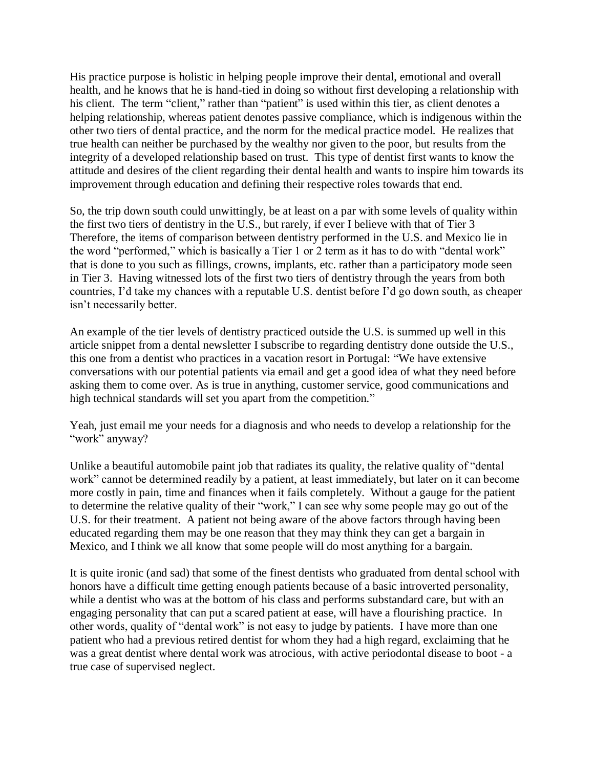His practice purpose is holistic in helping people improve their dental, emotional and overall health, and he knows that he is hand-tied in doing so without first developing a relationship with his client. The term "client," rather than "patient" is used within this tier, as client denotes a helping relationship, whereas patient denotes passive compliance, which is indigenous within the other two tiers of dental practice, and the norm for the medical practice model. He realizes that true health can neither be purchased by the wealthy nor given to the poor, but results from the integrity of a developed relationship based on trust. This type of dentist first wants to know the attitude and desires of the client regarding their dental health and wants to inspire him towards its improvement through education and defining their respective roles towards that end.

So, the trip down south could unwittingly, be at least on a par with some levels of quality within the first two tiers of dentistry in the U.S., but rarely, if ever I believe with that of Tier 3 Therefore, the items of comparison between dentistry performed in the U.S. and Mexico lie in the word "performed," which is basically a Tier 1 or 2 term as it has to do with "dental work" that is done to you such as fillings, crowns, implants, etc. rather than a participatory mode seen in Tier 3. Having witnessed lots of the first two tiers of dentistry through the years from both countries, I'd take my chances with a reputable U.S. dentist before I'd go down south, as cheaper isn't necessarily better.

An example of the tier levels of dentistry practiced outside the U.S. is summed up well in this article snippet from a dental newsletter I subscribe to regarding dentistry done outside the U.S., this one from a dentist who practices in a vacation resort in Portugal: "We have extensive conversations with our potential patients via email and get a good idea of what they need before asking them to come over. As is true in anything, customer service, good communications and high technical standards will set you apart from the competition."

Yeah, just email me your needs for a diagnosis and who needs to develop a relationship for the "work" anyway?

Unlike a beautiful automobile paint job that radiates its quality, the relative quality of "dental work" cannot be determined readily by a patient, at least immediately, but later on it can become more costly in pain, time and finances when it fails completely. Without a gauge for the patient to determine the relative quality of their "work," I can see why some people may go out of the U.S. for their treatment. A patient not being aware of the above factors through having been educated regarding them may be one reason that they may think they can get a bargain in Mexico, and I think we all know that some people will do most anything for a bargain.

It is quite ironic (and sad) that some of the finest dentists who graduated from dental school with honors have a difficult time getting enough patients because of a basic introverted personality, while a dentist who was at the bottom of his class and performs substandard care, but with an engaging personality that can put a scared patient at ease, will have a flourishing practice. In other words, quality of "dental work" is not easy to judge by patients. I have more than one patient who had a previous retired dentist for whom they had a high regard, exclaiming that he was a great dentist where dental work was atrocious, with active periodontal disease to boot - a true case of supervised neglect.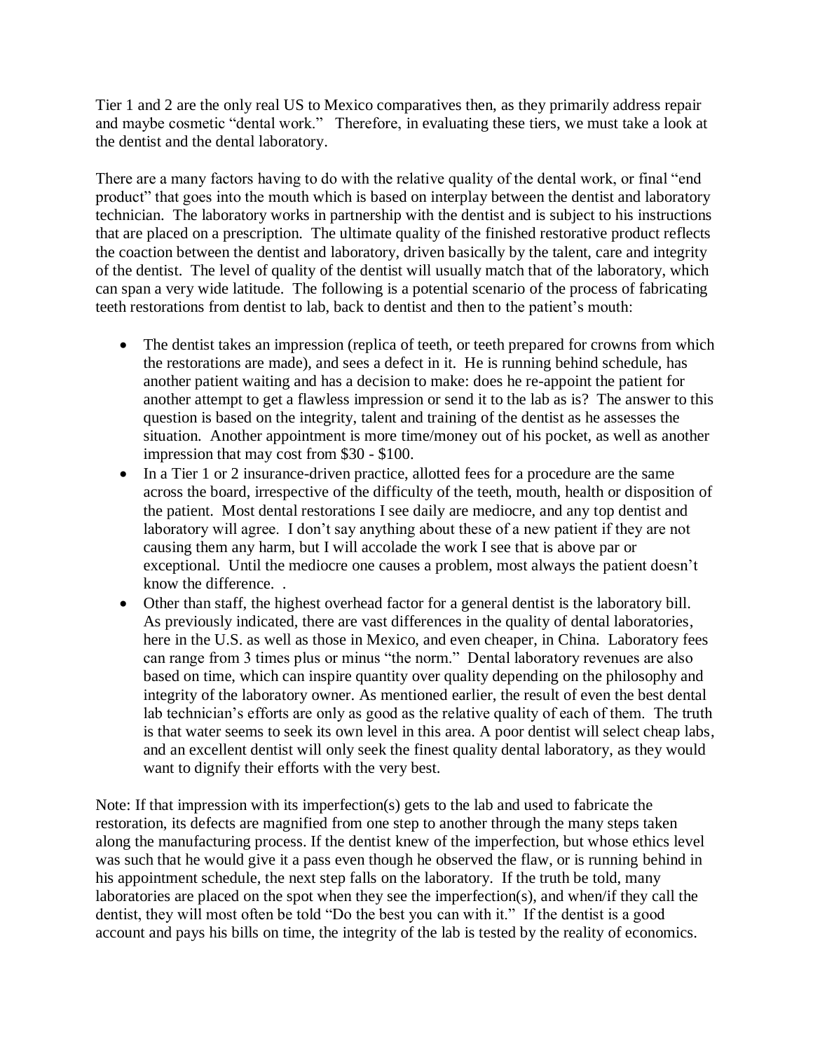Tier 1 and 2 are the only real US to Mexico comparatives then, as they primarily address repair and maybe cosmetic "dental work." Therefore, in evaluating these tiers, we must take a look at the dentist and the dental laboratory.

There are a many factors having to do with the relative quality of the dental work, or final "end product" that goes into the mouth which is based on interplay between the dentist and laboratory technician. The laboratory works in partnership with the dentist and is subject to his instructions that are placed on a prescription. The ultimate quality of the finished restorative product reflects the coaction between the dentist and laboratory, driven basically by the talent, care and integrity of the dentist. The level of quality of the dentist will usually match that of the laboratory, which can span a very wide latitude. The following is a potential scenario of the process of fabricating teeth restorations from dentist to lab, back to dentist and then to the patient's mouth:

- The dentist takes an impression (replica of teeth, or teeth prepared for crowns from which the restorations are made), and sees a defect in it. He is running behind schedule, has another patient waiting and has a decision to make: does he re-appoint the patient for another attempt to get a flawless impression or send it to the lab as is? The answer to this question is based on the integrity, talent and training of the dentist as he assesses the situation. Another appointment is more time/money out of his pocket, as well as another impression that may cost from $30 - $100.
- In a Tier 1 or 2 insurance-driven practice, allotted fees for a procedure are the same across the board, irrespective of the difficulty of the teeth, mouth, health or disposition of the patient. Most dental restorations I see daily are mediocre, and any top dentist and laboratory will agree. I don't say anything about these of a new patient if they are not causing them any harm, but I will accolade the work I see that is above par or exceptional. Until the mediocre one causes a problem, most always the patient doesn't know the difference. .
- Other than staff, the highest overhead factor for a general dentist is the laboratory bill. As previously indicated, there are vast differences in the quality of dental laboratories, here in the U.S. as well as those in Mexico, and even cheaper, in China. Laboratory fees can range from 3 times plus or minus "the norm." Dental laboratory revenues are also based on time, which can inspire quantity over quality depending on the philosophy and integrity of the laboratory owner. As mentioned earlier, the result of even the best dental lab technician's efforts are only as good as the relative quality of each of them. The truth is that water seems to seek its own level in this area. A poor dentist will select cheap labs, and an excellent dentist will only seek the finest quality dental laboratory, as they would want to dignify their efforts with the very best.

Note: If that impression with its imperfection(s) gets to the lab and used to fabricate the restoration, its defects are magnified from one step to another through the many steps taken along the manufacturing process. If the dentist knew of the imperfection, but whose ethics level was such that he would give it a pass even though he observed the flaw, or is running behind in his appointment schedule, the next step falls on the laboratory. If the truth be told, many laboratories are placed on the spot when they see the imperfection(s), and when/if they call the dentist, they will most often be told "Do the best you can with it." If the dentist is a good account and pays his bills on time, the integrity of the lab is tested by the reality of economics.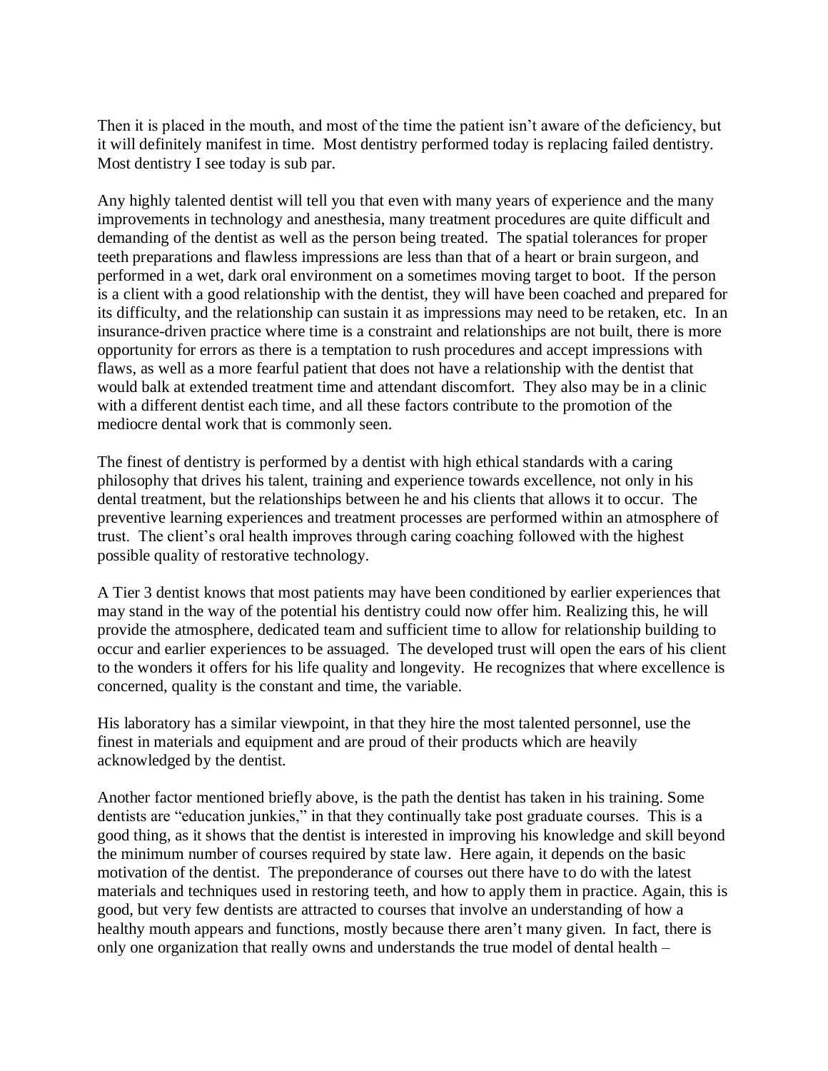Then it is placed in the mouth, and most of the time the patient isn't aware of the deficiency, but it will definitely manifest in time. Most dentistry performed today is replacing failed dentistry. Most dentistry I see today is sub par.

Any highly talented dentist will tell you that even with many years of experience and the many improvements in technology and anesthesia, many treatment procedures are quite difficult and demanding of the dentist as well as the person being treated. The spatial tolerances for proper teeth preparations and flawless impressions are less than that of a heart or brain surgeon, and performed in a wet, dark oral environment on a sometimes moving target to boot. If the person is a client with a good relationship with the dentist, they will have been coached and prepared for its difficulty, and the relationship can sustain it as impressions may need to be retaken, etc. In an insurance-driven practice where time is a constraint and relationships are not built, there is more opportunity for errors as there is a temptation to rush procedures and accept impressions with flaws, as well as a more fearful patient that does not have a relationship with the dentist that would balk at extended treatment time and attendant discomfort. They also may be in a clinic with a different dentist each time, and all these factors contribute to the promotion of the mediocre dental work that is commonly seen.

The finest of dentistry is performed by a dentist with high ethical standards with a caring philosophy that drives his talent, training and experience towards excellence, not only in his dental treatment, but the relationships between he and his clients that allows it to occur. The preventive learning experiences and treatment processes are performed within an atmosphere of trust. The client's oral health improves through caring coaching followed with the highest possible quality of restorative technology.

A Tier 3 dentist knows that most patients may have been conditioned by earlier experiences that may stand in the way of the potential his dentistry could now offer him. Realizing this, he will provide the atmosphere, dedicated team and sufficient time to allow for relationship building to occur and earlier experiences to be assuaged. The developed trust will open the ears of his client to the wonders it offers for his life quality and longevity. He recognizes that where excellence is concerned, quality is the constant and time, the variable.

His laboratory has a similar viewpoint, in that they hire the most talented personnel, use the finest in materials and equipment and are proud of their products which are heavily acknowledged by the dentist.

Another factor mentioned briefly above, is the path the dentist has taken in his training. Some dentists are "education junkies," in that they continually take post graduate courses. This is a good thing, as it shows that the dentist is interested in improving his knowledge and skill beyond the minimum number of courses required by state law. Here again, it depends on the basic motivation of the dentist. The preponderance of courses out there have to do with the latest materials and techniques used in restoring teeth, and how to apply them in practice. Again, this is good, but very few dentists are attracted to courses that involve an understanding of how a healthy mouth appears and functions, mostly because there aren't many given. In fact, there is only one organization that really owns and understands the true model of dental health –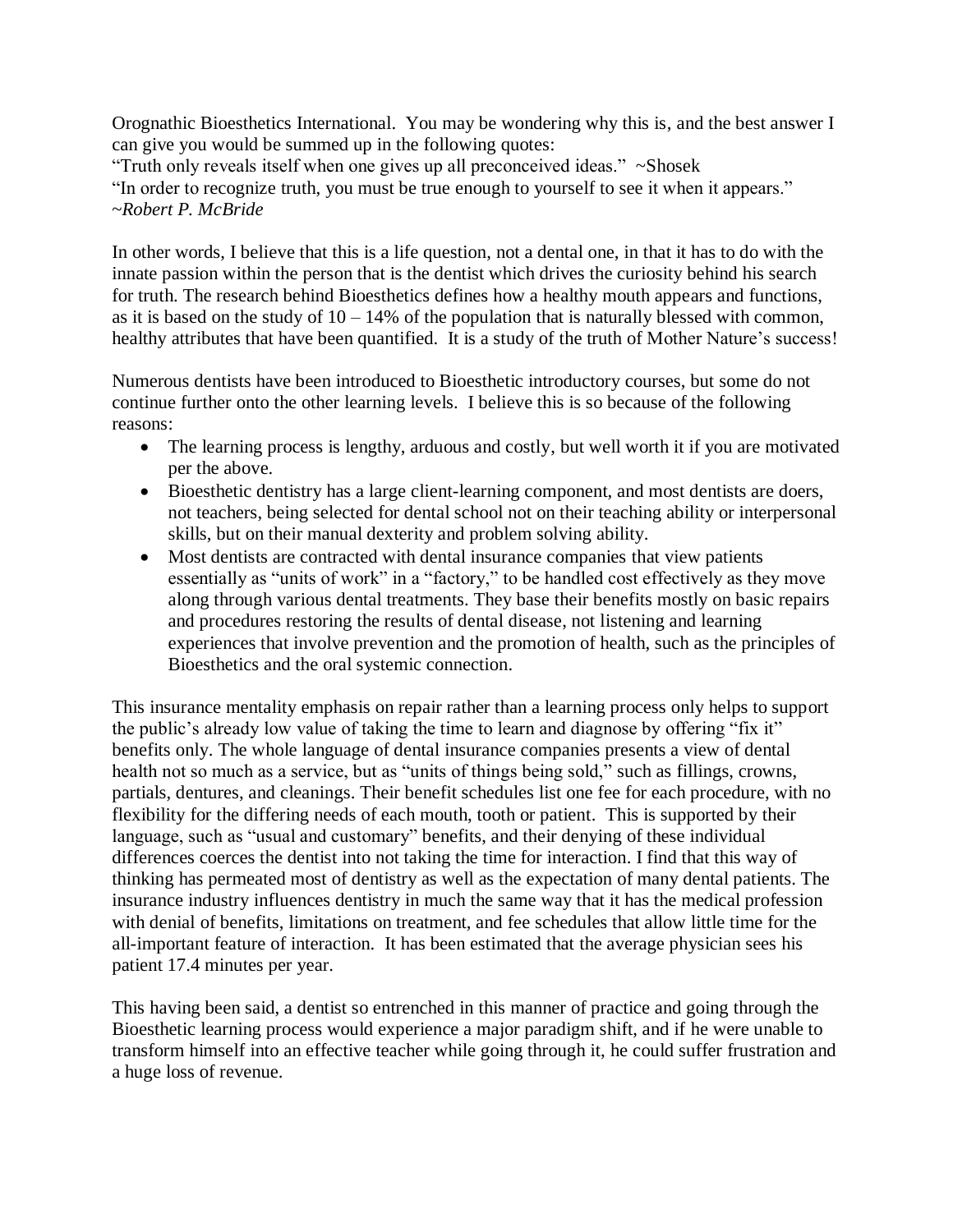Orognathic Bioesthetics International. You may be wondering why this is, and the best answer I can give you would be summed up in the following quotes:

"Truth only reveals itself when one gives up all preconceived ideas." ~Shosek

"In order to recognize truth, you must be true enough to yourself to see it when it appears." ~*Robert P. McBride*

In other words, I believe that this is a life question, not a dental one, in that it has to do with the innate passion within the person that is the dentist which drives the curiosity behind his search for truth. The research behind Bioesthetics defines how a healthy mouth appears and functions, as it is based on the study of 10 – 14% of the population that is naturally blessed with common, healthy attributes that have been quantified. It is a study of the truth of Mother Nature's success!

Numerous dentists have been introduced to Bioesthetic introductory courses, but some do not continue further onto the other learning levels. I believe this is so because of the following reasons:

- The learning process is lengthy, arduous and costly, but well worth it if you are motivated per the above.
- Bioesthetic dentistry has a large client-learning component, and most dentists are doers, not teachers, being selected for dental school not on their teaching ability or interpersonal skills, but on their manual dexterity and problem solving ability.
- Most dentists are contracted with dental insurance companies that view patients essentially as "units of work" in a "factory," to be handled cost effectively as they move along through various dental treatments. They base their benefits mostly on basic repairs and procedures restoring the results of dental disease, not listening and learning experiences that involve prevention and the promotion of health, such as the principles of Bioesthetics and the oral systemic connection.

This insurance mentality emphasis on repair rather than a learning process only helps to support the public's already low value of taking the time to learn and diagnose by offering "fix it" benefits only. The whole language of dental insurance companies presents a view of dental health not so much as a service, but as "units of things being sold," such as fillings, crowns, partials, dentures, and cleanings. Their benefit schedules list one fee for each procedure, with no flexibility for the differing needs of each mouth, tooth or patient. This is supported by their language, such as "usual and customary" benefits, and their denying of these individual differences coerces the dentist into not taking the time for interaction. I find that this way of thinking has permeated most of dentistry as well as the expectation of many dental patients. The insurance industry influences dentistry in much the same way that it has the medical profession with denial of benefits, limitations on treatment, and fee schedules that allow little time for the all-important feature of interaction. It has been estimated that the average physician sees his patient 17.4 minutes per year.

This having been said, a dentist so entrenched in this manner of practice and going through the Bioesthetic learning process would experience a major paradigm shift, and if he were unable to transform himself into an effective teacher while going through it, he could suffer frustration and a huge loss of revenue.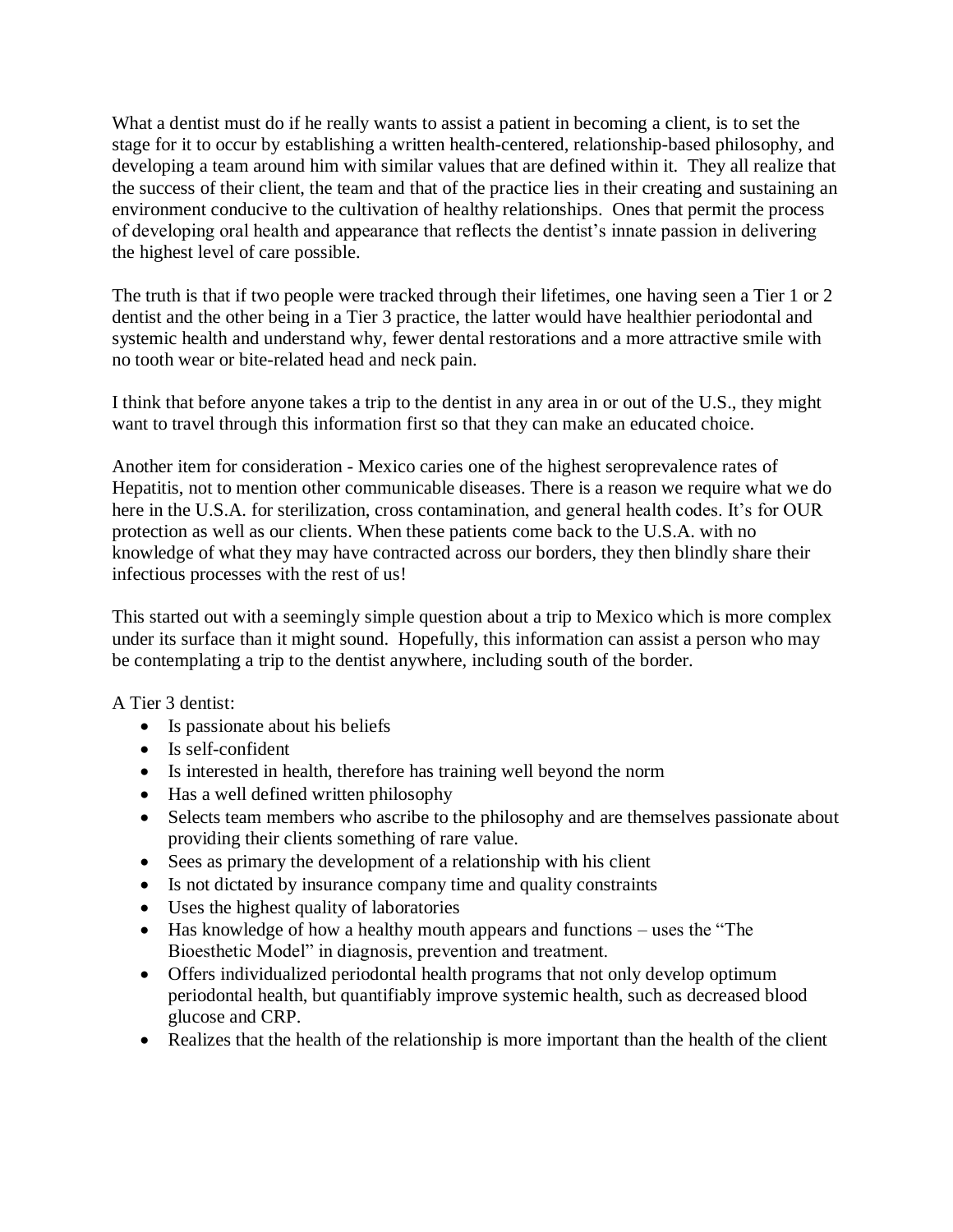What a dentist must do if he really wants to assist a patient in becoming a client, is to set the stage for it to occur by establishing a written health-centered, relationship-based philosophy, and developing a team around him with similar values that are defined within it. They all realize that the success of their client, the team and that of the practice lies in their creating and sustaining an environment conducive to the cultivation of healthy relationships. Ones that permit the process of developing oral health and appearance that reflects the dentist's innate passion in delivering the highest level of care possible.

The truth is that if two people were tracked through their lifetimes, one having seen a Tier 1 or 2 dentist and the other being in a Tier 3 practice, the latter would have healthier periodontal and systemic health and understand why, fewer dental restorations and a more attractive smile with no tooth wear or bite-related head and neck pain.

I think that before anyone takes a trip to the dentist in any area in or out of the U.S., they might want to travel through this information first so that they can make an educated choice.

Another item for consideration - Mexico caries one of the highest seroprevalence rates of Hepatitis, not to mention other communicable diseases. There is a reason we require what we do here in the U.S.A. for sterilization, cross contamination, and general health codes. It's for OUR protection as well as our clients. When these patients come back to the U.S.A. with no knowledge of what they may have contracted across our borders, they then blindly share their infectious processes with the rest of us!

This started out with a seemingly simple question about a trip to Mexico which is more complex under its surface than it might sound. Hopefully, this information can assist a person who may be contemplating a trip to the dentist anywhere, including south of the border.

A Tier 3 dentist:

- Is passionate about his beliefs
- Is self-confident
- Is interested in health, therefore has training well beyond the norm
- Has a well defined written philosophy
- Selects team members who ascribe to the philosophy and are themselves passionate about providing their clients something of rare value.
- Sees as primary the development of a relationship with his client
- Is not dictated by insurance company time and quality constraints
- Uses the highest quality of laboratories
- Has knowledge of how a healthy mouth appears and functions – uses the "The Bioesthetic Model" in diagnosis, prevention and treatment.
- Offers individualized periodontal health programs that not only develop optimum periodontal health, but quantifiably improve systemic health, such as decreased blood glucose and CRP.
- Realizes that the health of the relationship is more important than the health of the client